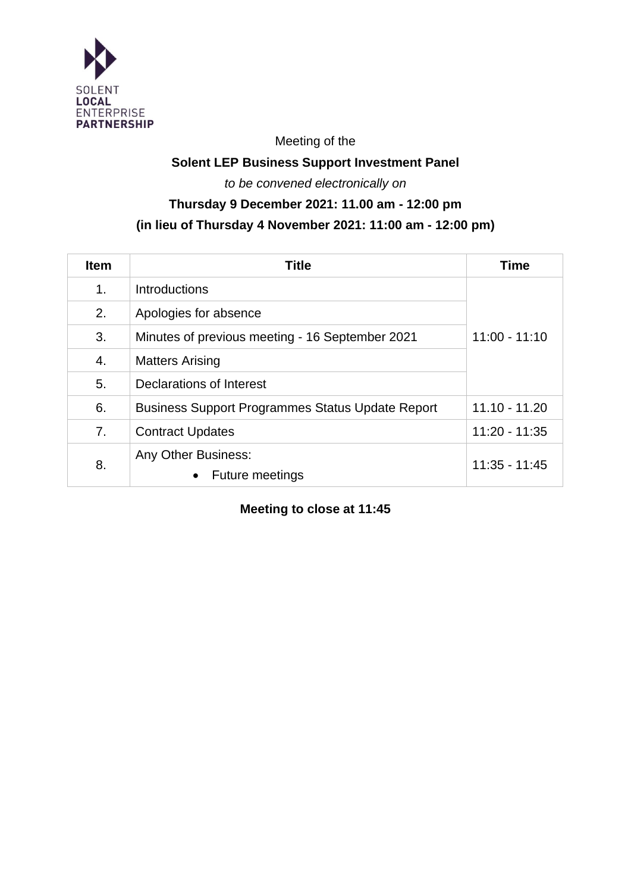SOLENT
**LOCAL**
ENTERPRISE
**PARTNERSHIP**

Meeting of the

**Solent LEP Business Support Investment Panel**

*to be convened electronically on*

**Thursday 9 December 2021: 11.00 am - 12:00 pm**

**(in lieu of Thursday 4 November 2021: 11:00 am - 12:00 pm)**

| Item | Title | Time |
|---|---|---|
| 1. | Introductions | 11:00 - 11:10 |
| 2. | Apologies for absence | |
| 3. | Minutes of previous meeting - 16 September 2021 | |
| 4. | Matters Arising | |
| 5. | Declarations of Interest | |
| 6. | Business Support Programmes Status Update Report | 11.10 - 11.20 |
| 7. | Contract Updates | 11:20 - 11:35 |
| 8. | Any Other Business:<br>• Future meetings | 11:35 - 11:45 |

**Meeting to close at 11:45**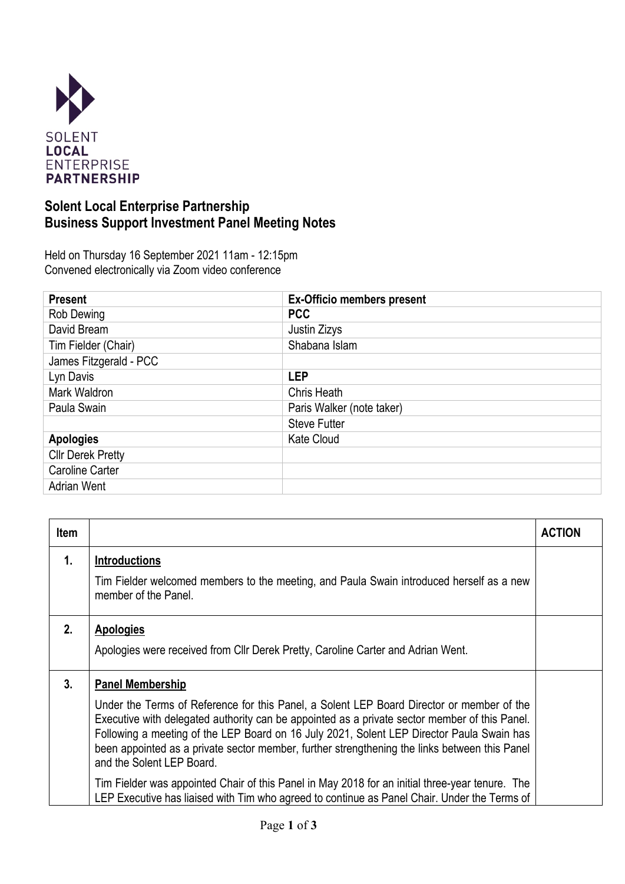SOLENT
**LOCAL**
ENTERPRISE
**PARTNERSHIP**

## Solent Local Enterprise Partnership
## Business Support Investment Panel Meeting Notes

Held on Thursday 16 September 2021 11am - 12:15pm
Convened electronically via Zoom video conference

| **Present** | **Ex-Officio members present** |
|---|---|
| Rob Dewing | **PCC** |
| David Bream | Justin Zizys |
| Tim Fielder (Chair) | Shabana Islam |
| James Fitzgerald - PCC | |
| Lyn Davis | **LEP** |
| Mark Waldron | Chris Heath |
| Paula Swain | Paris Walker (note taker) |
| | Steve Futter |
| **Apologies** | Kate Cloud |
| Cllr Derek Pretty | |
| Caroline Carter | |
| Adrian Went | |

| Item | | ACTION |
|---|---|---|
| **1.** | **Introductions**<br><br>Tim Fielder welcomed members to the meeting, and Paula Swain introduced herself as a new member of the Panel. | |
| **2.** | **Apologies**<br><br>Apologies were received from Cllr Derek Pretty, Caroline Carter and Adrian Went. | |
| **3.** | **Panel Membership**<br><br>Under the Terms of Reference for this Panel, a Solent LEP Board Director or member of the Executive with delegated authority can be appointed as a private sector member of this Panel. Following a meeting of the LEP Board on 16 July 2021, Solent LEP Director Paula Swain has been appointed as a private sector member, further strengthening the links between this Panel and the Solent LEP Board.<br><br>Tim Fielder was appointed Chair of this Panel in May 2018 for an initial three-year tenure. The LEP Executive has liaised with Tim who agreed to continue as Panel Chair. Under the Terms of | |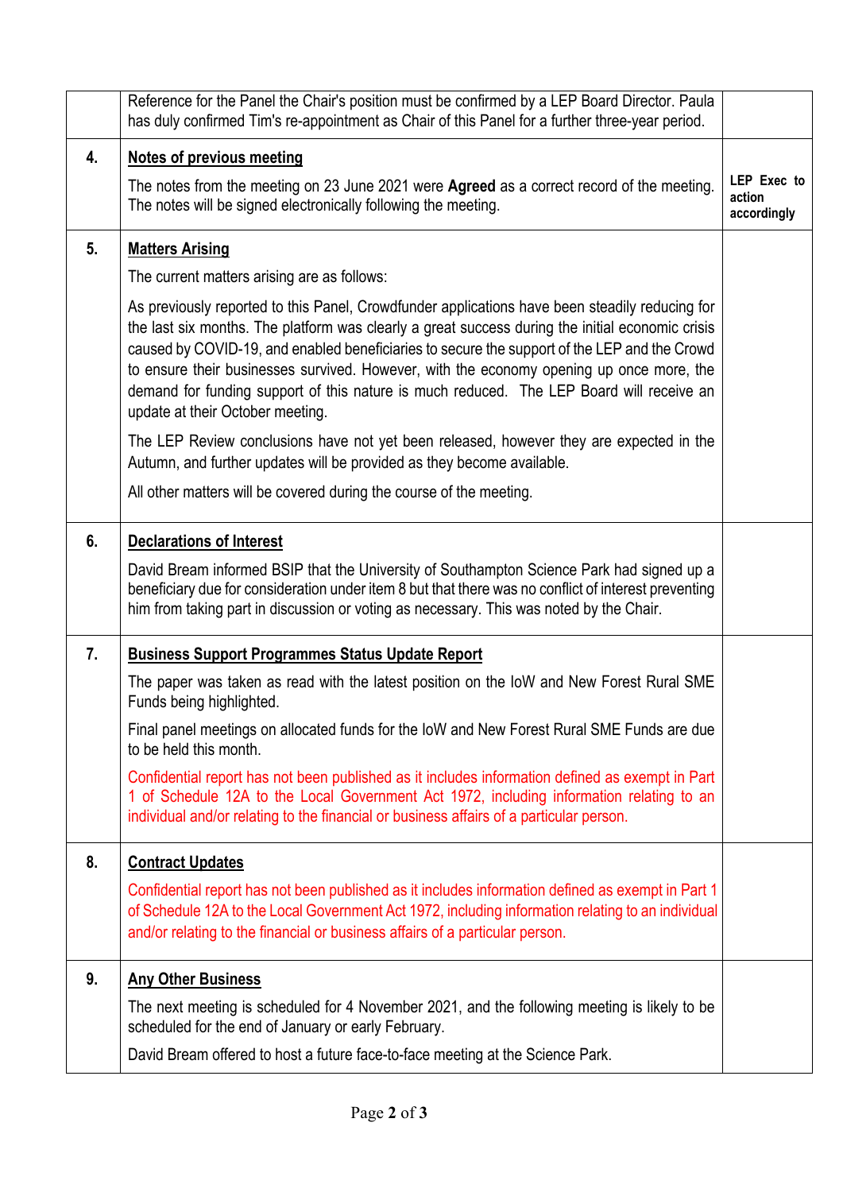| | | |
|---|---|---|
| | Reference for the Panel the Chair's position must be confirmed by a LEP Board Director. Paula has duly confirmed Tim's re-appointment as Chair of this Panel for a further three-year period. | |
| **4.** | **<u>Notes of previous meeting</u>**<br><br>The notes from the meeting on 23 June 2021 were **Agreed** as a correct record of the meeting. The notes will be signed electronically following the meeting. | **LEP Exec to action accordingly** |
| **5.** | **<u>Matters Arising</u>**<br><br>The current matters arising are as follows:<br><br>As previously reported to this Panel, Crowdfunder applications have been steadily reducing for the last six months. The platform was clearly a great success during the initial economic crisis caused by COVID-19, and enabled beneficiaries to secure the support of the LEP and the Crowd to ensure their businesses survived. However, with the economy opening up once more, the demand for funding support of this nature is much reduced. The LEP Board will receive an update at their October meeting.<br><br>The LEP Review conclusions have not yet been released, however they are expected in the Autumn, and further updates will be provided as they become available.<br><br>All other matters will be covered during the course of the meeting. | |
| **6.** | **<u>Declarations of Interest</u>**<br><br>David Bream informed BSIP that the University of Southampton Science Park had signed up a beneficiary due for consideration under item 8 but that there was no conflict of interest preventing him from taking part in discussion or voting as necessary. This was noted by the Chair. | |
| **7.** | **<u>Business Support Programmes Status Update Report</u>**<br><br>The paper was taken as read with the latest position on the IoW and New Forest Rural SME Funds being highlighted.<br><br>Final panel meetings on allocated funds for the IoW and New Forest Rural SME Funds are due to be held this month.<br><br>Confidential report has not been published as it includes information defined as exempt in Part 1 of Schedule 12A to the Local Government Act 1972, including information relating to an individual and/or relating to the financial or business affairs of a particular person. | |
| **8.** | **<u>Contract Updates</u>**<br><br>Confidential report has not been published as it includes information defined as exempt in Part 1 of Schedule 12A to the Local Government Act 1972, including information relating to an individual and/or relating to the financial or business affairs of a particular person. | |
| **9.** | **<u>Any Other Business</u>**<br><br>The next meeting is scheduled for 4 November 2021, and the following meeting is likely to be scheduled for the end of January or early February.<br><br>David Bream offered to host a future face-to-face meeting at the Science Park. | |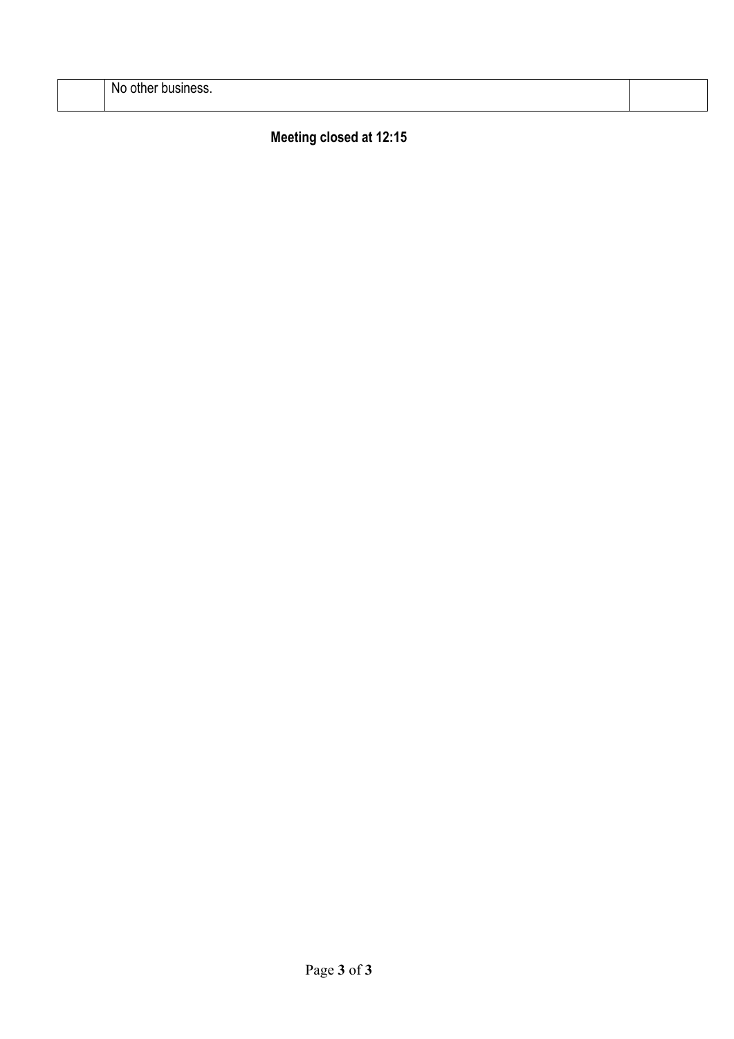|  | No other business. |  |
|---|---|---|

**Meeting closed at 12:15**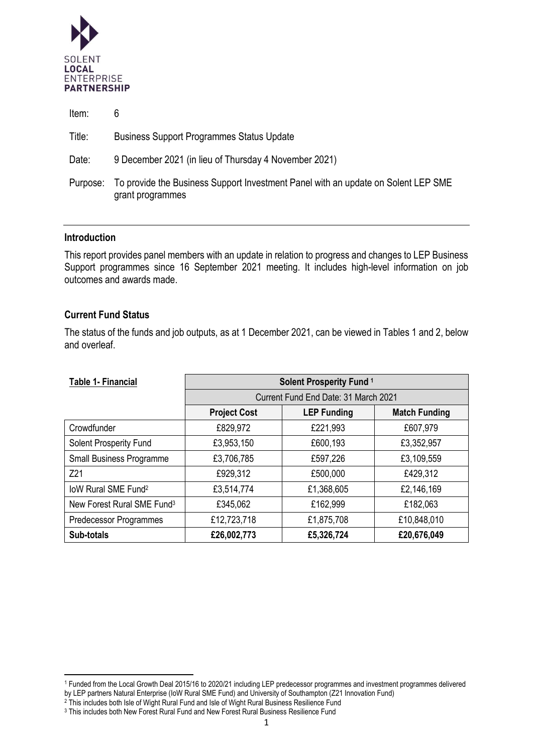SOLENT **LOCAL** ENTERPRISE **PARTNERSHIP**

| | |
|---|---|
| Item: | 6 |
| Title: | Business Support Programmes Status Update |
| Date: | 9 December 2021 (in lieu of Thursday 4 November 2021) |
| Purpose: | To provide the Business Support Investment Panel with an update on Solent LEP SME grant programmes |

---

## Introduction

This report provides panel members with an update in relation to progress and changes to LEP Business Support programmes since 16 September 2021 meeting. It includes high-level information on job outcomes and awards made.

## Current Fund Status

The status of the funds and job outputs, as at 1 December 2021, can be viewed in Tables 1 and 2, below and overleaf.

| **Table 1- Financial** | **Solent Prosperity Fund** [1] | | |
|---|---|---|---|
| | Current Fund End Date: 31 March 2021 | | |
| | **Project Cost** | **LEP Funding** | **Match Funding** |
| Crowdfunder | £829,972 | £221,993 | £607,979 |
| Solent Prosperity Fund | £3,953,150 | £600,193 | £3,352,957 |
| Small Business Programme | £3,706,785 | £597,226 | £3,109,559 |
| Z21 | £929,312 | £500,000 | £429,312 |
| IoW Rural SME Fund[2] | £3,514,774 | £1,368,605 | £2,146,169 |
| New Forest Rural SME Fund[3] | £345,062 | £162,999 | £182,063 |
| Predecessor Programmes | £12,723,718 | £1,875,708 | £10,848,010 |
| **Sub-totals** | **£26,002,773** | **£5,326,724** | **£20,676,049** |

---

[1] Funded from the Local Growth Deal 2015/16 to 2020/21 including LEP predecessor programmes and investment programmes delivered by LEP partners Natural Enterprise (IoW Rural SME Fund) and University of Southampton (Z21 Innovation Fund)

[2] This includes both Isle of Wight Rural Fund and Isle of Wight Rural Business Resilience Fund

[3] This includes both New Forest Rural Fund and New Forest Rural Business Resilience Fund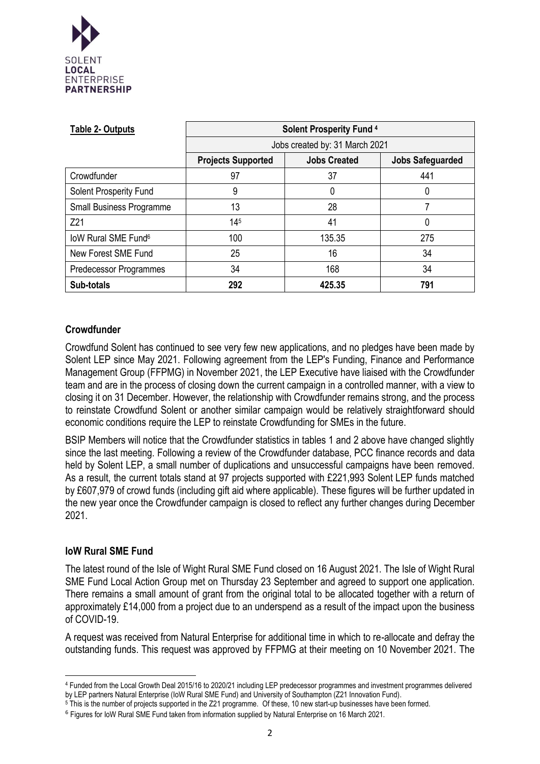| Table 2- Outputs | Solent Prosperity Fund [4] | | |
|---|---|---|---|
| | Jobs created by: 31 March 2021 | | |
| | Projects Supported | Jobs Created | Jobs Safeguarded |
| Crowdfunder | 97 | 37 | 441 |
| Solent Prosperity Fund | 9 | 0 | 0 |
| Small Business Programme | 13 | 28 | 7 |
| Z21 | 14[5] | 41 | 0 |
| IoW Rural SME Fund[6] | 100 | 135.35 | 275 |
| New Forest SME Fund | 25 | 16 | 34 |
| Predecessor Programmes | 34 | 168 | 34 |
| **Sub-totals** | **292** | **425.35** | **791** |

### Crowdfunder

Crowdfund Solent has continued to see very few new applications, and no pledges have been made by Solent LEP since May 2021. Following agreement from the LEP's Funding, Finance and Performance Management Group (FFPMG) in November 2021, the LEP Executive have liaised with the Crowdfunder team and are in the process of closing down the current campaign in a controlled manner, with a view to closing it on 31 December. However, the relationship with Crowdfunder remains strong, and the process to reinstate Crowdfund Solent or another similar campaign would be relatively straightforward should economic conditions require the LEP to reinstate Crowdfunding for SMEs in the future.

BSIP Members will notice that the Crowdfunder statistics in tables 1 and 2 above have changed slightly since the last meeting. Following a review of the Crowdfunder database, PCC finance records and data held by Solent LEP, a small number of duplications and unsuccessful campaigns have been removed. As a result, the current totals stand at 97 projects supported with £221,993 Solent LEP funds matched by £607,979 of crowd funds (including gift aid where applicable). These figures will be further updated in the new year once the Crowdfunder campaign is closed to reflect any further changes during December 2021.

### IoW Rural SME Fund

The latest round of the Isle of Wight Rural SME Fund closed on 16 August 2021. The Isle of Wight Rural SME Fund Local Action Group met on Thursday 23 September and agreed to support one application. There remains a small amount of grant from the original total to be allocated together with a return of approximately £14,000 from a project due to an underspend as a result of the impact upon the business of COVID-19.

A request was received from Natural Enterprise for additional time in which to re-allocate and defray the outstanding funds. This request was approved by FFPMG at their meeting on 10 November 2021. The

---

[4] Funded from the Local Growth Deal 2015/16 to 2020/21 including LEP predecessor programmes and investment programmes delivered by LEP partners Natural Enterprise (IoW Rural SME Fund) and University of Southampton (Z21 Innovation Fund).

[5] This is the number of projects supported in the Z21 programme. Of these, 10 new start-up businesses have been formed.

[6] Figures for IoW Rural SME Fund taken from information supplied by Natural Enterprise on 16 March 2021.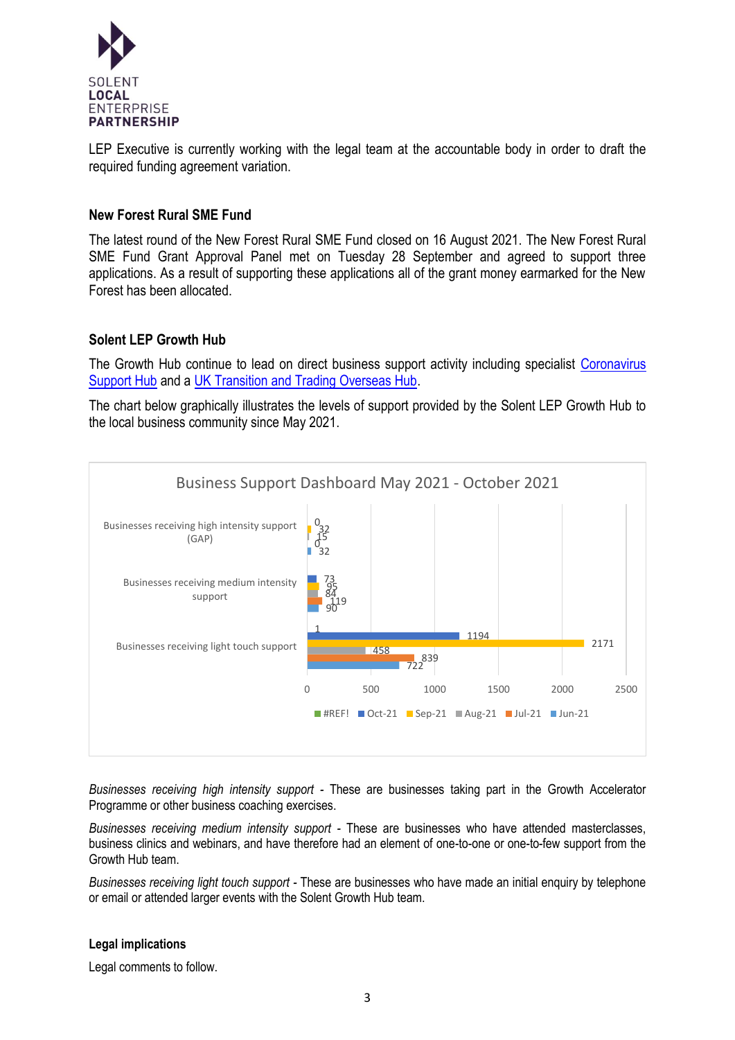LEP Executive is currently working with the legal team at the accountable body in order to draft the required funding agreement variation.

## New Forest Rural SME Fund

The latest round of the New Forest Rural SME Fund closed on 16 August 2021. The New Forest Rural SME Fund Grant Approval Panel met on Tuesday 28 September and agreed to support three applications. As a result of supporting these applications all of the grant money earmarked for the New Forest has been allocated.

## Solent LEP Growth Hub

The Growth Hub continue to lead on direct business support activity including specialist [Coronavirus Support Hub] and a [UK Transition and Trading Overseas Hub].

The chart below graphically illustrates the levels of support provided by the Solent LEP Growth Hub to the local business community since May 2021.

**Business Support Dashboard May 2021 - October 2021**

| | Oct-21 | Sep-21 | Aug-21 | Jul-21 | Jun-21 |
|---|---|---|---|---|---|
| Businesses receiving high intensity support (GAP) | 0 | 32 | 15 | 0 | 32 |
| Businesses receiving medium intensity support | 73 | 95 | 84 | 119 | 90 |
| Businesses receiving light touch support | 1194 | 2171 | 458 | 839 | 722 |

*Businesses receiving high intensity support* - These are businesses taking part in the Growth Accelerator Programme or other business coaching exercises.

*Businesses receiving medium intensity support* - These are businesses who have attended masterclasses, business clinics and webinars, and have therefore had an element of one-to-one or one-to-few support from the Growth Hub team.

*Businesses receiving light touch support* - These are businesses who have made an initial enquiry by telephone or email or attended larger events with the Solent Growth Hub team.

## Legal implications

Legal comments to follow.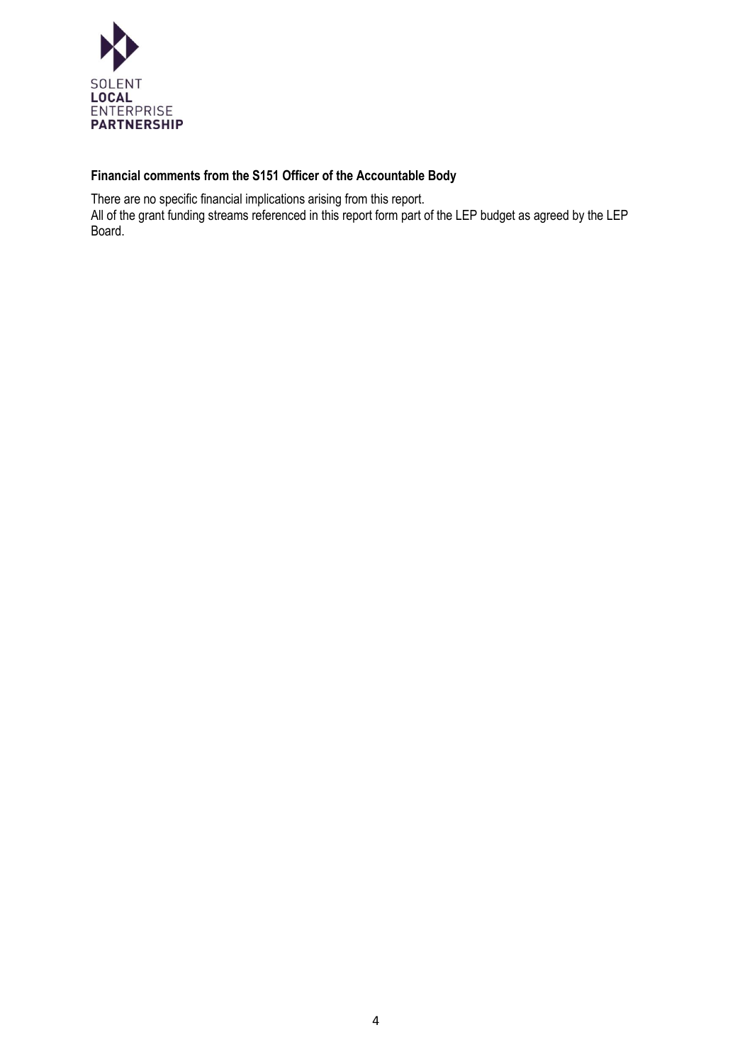**Financial comments from the S151 Officer of the Accountable Body**

There are no specific financial implications arising from this report.
All of the grant funding streams referenced in this report form part of the LEP budget as agreed by the LEP Board.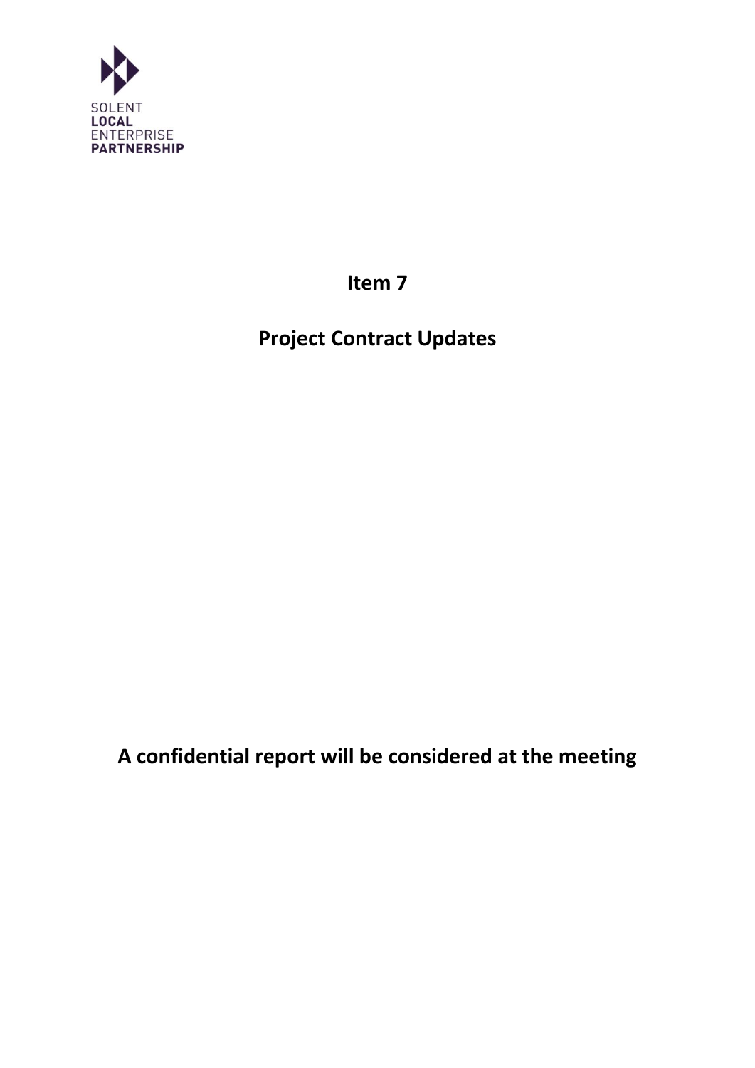SOLENT
**LOCAL**
ENTERPRISE
**PARTNERSHIP**

# Item 7

# Project Contract Updates

**A confidential report will be considered at the meeting**